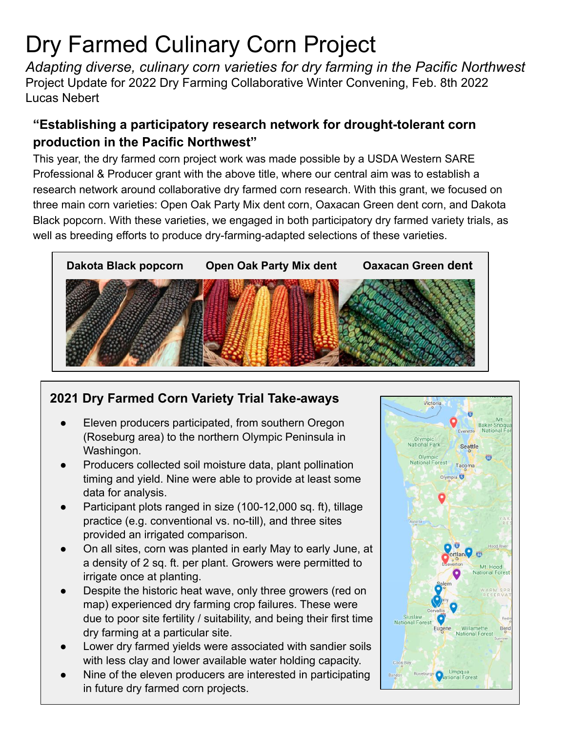# Dry Farmed Culinary Corn Project

*Adapting diverse, culinary corn varieties for dry farming in the Pacific Northwest*

Project Update for 2022 Dry Farming Collaborative Winter Convening, Feb. 8th 2022

Lucas Nebert

### "Establishing a participatory research network for drought-tolerant corn production in the Pacific Northwest"

This year, the dry farmed corn project work was made possible by a USDA Western SARE Professional & Producer grant with the above title, where our central aim was to establish a research network around collaborative dry farmed corn research. With this grant, we focused on three main corn varieties: Open Oak Party Mix dent corn, Oaxacan Green dent corn, and Dakota Black popcorn. With these varieties, we engaged in both participatory dry farmed variety trials, as well as breeding efforts to produce dry-farming-adapted selections of these varieties.

**Dakota Black popcorn** **Open Oak Party Mix dent** **Oaxacan Green dent**

### 2021 Dry Farmed Corn Variety Trial Take-aways

- Eleven producers participated, from southern Oregon (Roseburg area) to the northern Olympic Peninsula in Washingon.
- Producers collected soil moisture data, plant pollination timing and yield. Nine were able to provide at least some data for analysis.
- Participant plots ranged in size (100-12,000 sq. ft), tillage practice (e.g. conventional vs. no-till), and three sites provided an irrigated comparison.
- On all sites, corn was planted in early May to early June, at a density of 2 sq. ft. per plant. Growers were permitted to irrigate once at planting.
- Despite the historic heat wave, only three growers (red on map) experienced dry farming crop failures. These were due to poor site fertility / suitability, and being their first time dry farming at a particular site.
- Lower dry farmed yields were associated with sandier soils with less clay and lower available water holding capacity.
- Nine of the eleven producers are interested in participating in future dry farmed corn projects.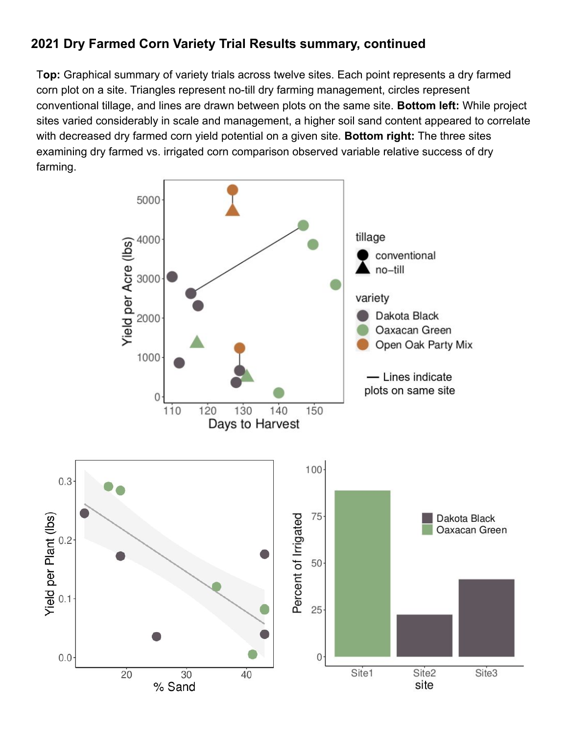## 2021 Dry Farmed Corn Variety Trial Results summary, continued

**Top:** Graphical summary of variety trials across twelve sites. Each point represents a dry farmed corn plot on a site. Triangles represent no-till dry farming management, circles represent conventional tillage, and lines are drawn between plots on the same site. **Bottom left:** While project sites varied considerably in scale and management, a higher soil sand content appeared to correlate with decreased dry farmed corn yield potential on a given site. **Bottom right:** The three sites examining dry farmed vs. irrigated corn comparison observed variable relative success of dry farming.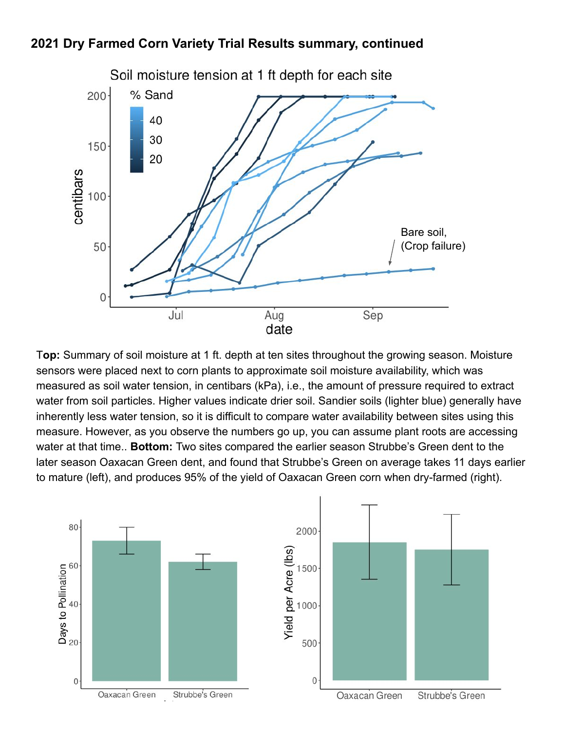## 2021 Dry Farmed Corn Variety Trial Results summary, continued

**Top:** Summary of soil moisture at 1 ft. depth at ten sites throughout the growing season. Moisture sensors were placed next to corn plants to approximate soil moisture availability, which was measured as soil water tension, in centibars (kPa), i.e., the amount of pressure required to extract water from soil particles. Higher values indicate drier soil. Sandier soils (lighter blue) generally have inherently less water tension, so it is difficult to compare water availability between sites using this measure. However, as you observe the numbers go up, you can assume plant roots are accessing water at that time.. **Bottom:** Two sites compared the earlier season Strubbe's Green dent to the later season Oaxacan Green dent, and found that Strubbe's Green on average takes 11 days earlier to mature (left), and produces 95% of the yield of Oaxacan Green corn when dry-farmed (right).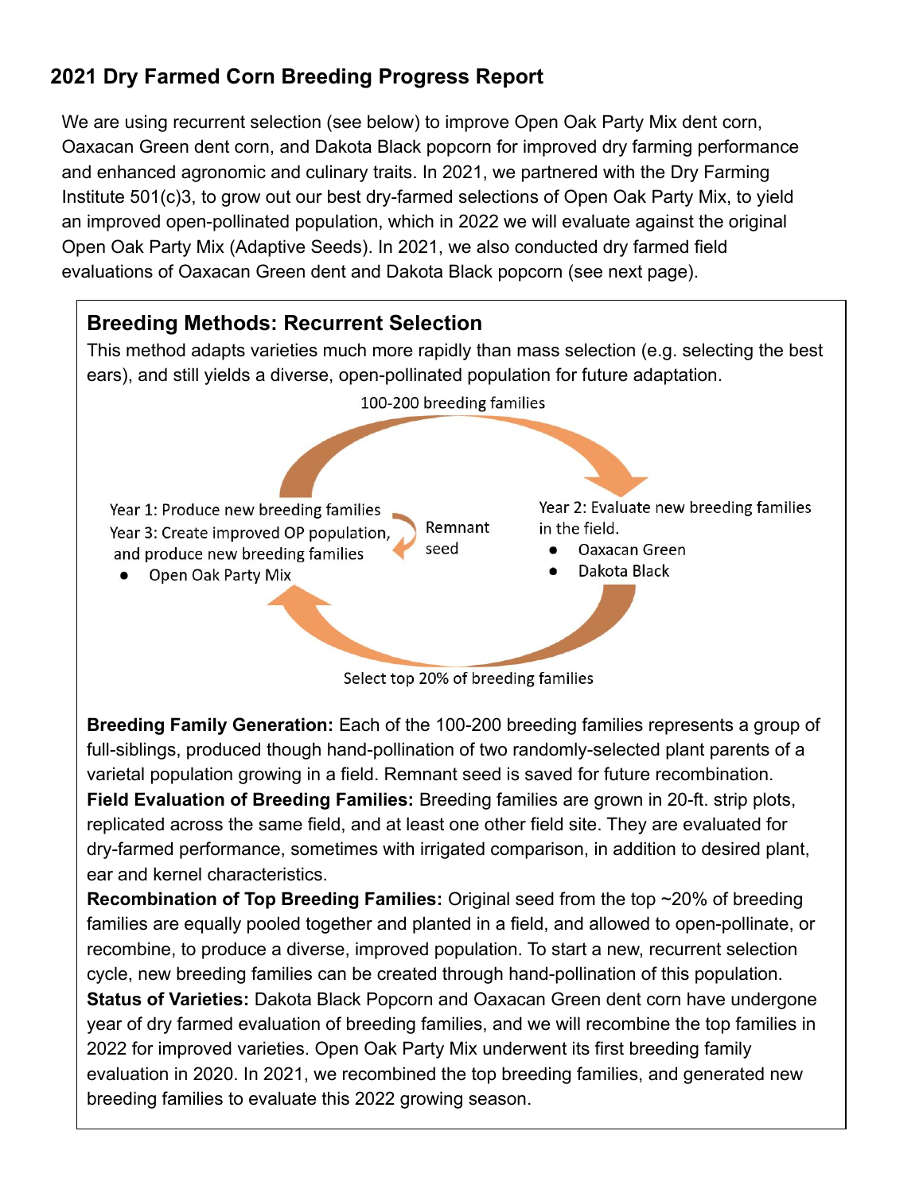## 2021 Dry Farmed Corn Breeding Progress Report

We are using recurrent selection (see below) to improve Open Oak Party Mix dent corn, Oaxacan Green dent corn, and Dakota Black popcorn for improved dry farming performance and enhanced agronomic and culinary traits. In 2021, we partnered with the Dry Farming Institute 501(c)3, to grow out our best dry-farmed selections of Open Oak Party Mix, to yield an improved open-pollinated population, which in 2022 we will evaluate against the original Open Oak Party Mix (Adaptive Seeds). In 2021, we also conducted dry farmed field evaluations of Oaxacan Green dent and Dakota Black popcorn (see next page).

### Breeding Methods: Recurrent Selection

This method adapts varieties much more rapidly than mass selection (e.g. selecting the best ears), and still yields a diverse, open-pollinated population for future adaptation.

100-200 breeding families

Year 1: Produce new breeding families
Year 3: Create improved OP population, and produce new breeding families

- Open Oak Party Mix

Remnant seed

Year 2: Evaluate new breeding families in the field.

- Oaxacan Green
- Dakota Black

Select top 20% of breeding families

**Breeding Family Generation:** Each of the 100-200 breeding families represents a group of full-siblings, produced though hand-pollination of two randomly-selected plant parents of a varietal population growing in a field. Remnant seed is saved for future recombination.

**Field Evaluation of Breeding Families:** Breeding families are grown in 20-ft. strip plots, replicated across the same field, and at least one other field site. They are evaluated for dry-farmed performance, sometimes with irrigated comparison, in addition to desired plant, ear and kernel characteristics.

**Recombination of Top Breeding Families:** Original seed from the top ~20% of breeding families are equally pooled together and planted in a field, and allowed to open-pollinate, or recombine, to produce a diverse, improved population. To start a new, recurrent selection cycle, new breeding families can be created through hand-pollination of this population.

**Status of Varieties:** Dakota Black Popcorn and Oaxacan Green dent corn have undergone year of dry farmed evaluation of breeding families, and we will recombine the top families in 2022 for improved varieties. Open Oak Party Mix underwent its first breeding family evaluation in 2020. In 2021, we recombined the top breeding families, and generated new breeding families to evaluate this 2022 growing season.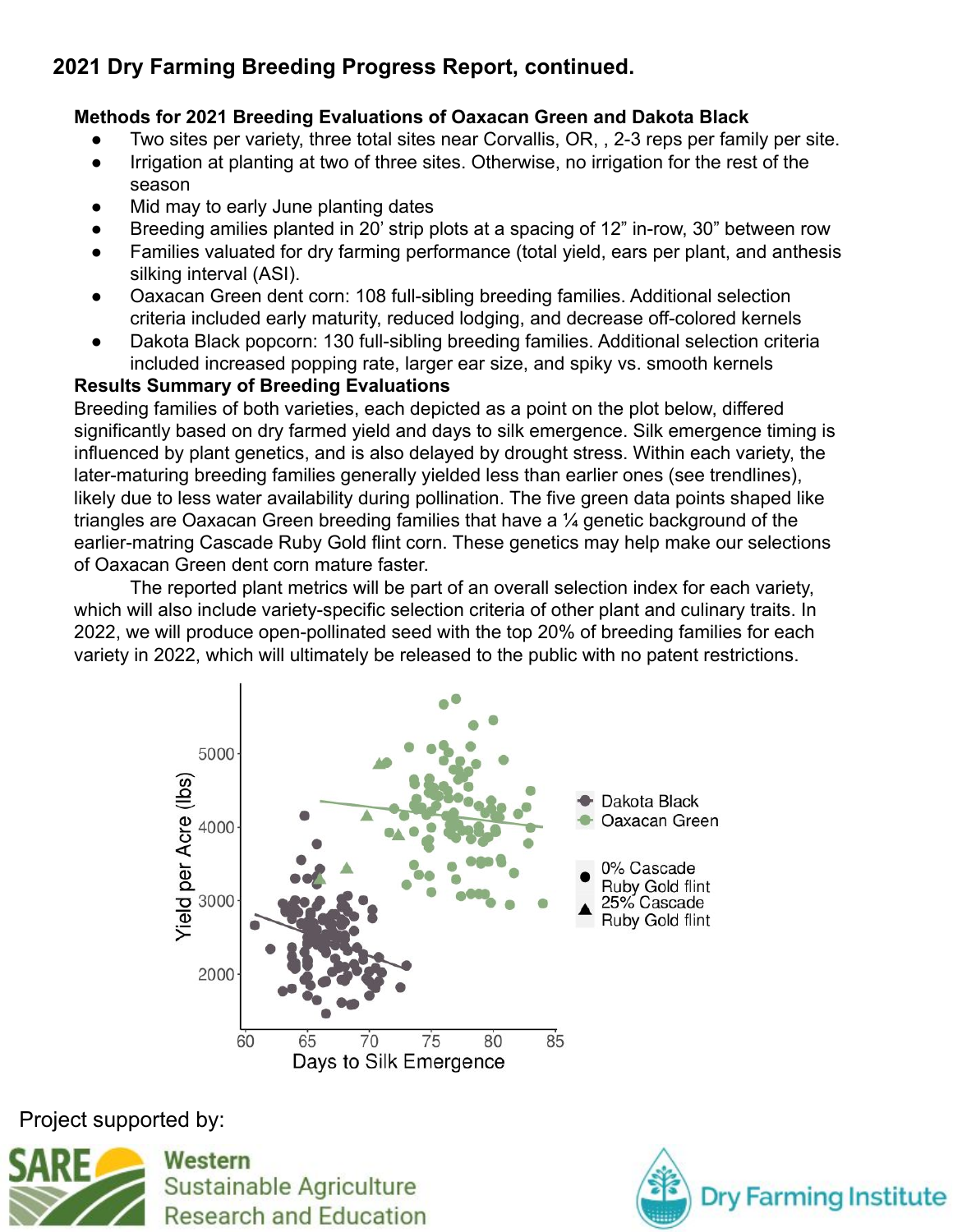## 2021 Dry Farming Breeding Progress Report, continued.

**Methods for 2021 Breeding Evaluations of Oaxacan Green and Dakota Black**

- Two sites per variety, three total sites near Corvallis, OR, , 2-3 reps per family per site.
- Irrigation at planting at two of three sites. Otherwise, no irrigation for the rest of the season
- Mid may to early June planting dates
- Breeding amilies planted in 20' strip plots at a spacing of 12" in-row, 30" between row
- Families valuated for dry farming performance (total yield, ears per plant, and anthesis silking interval (ASI).
- Oaxacan Green dent corn: 108 full-sibling breeding families. Additional selection criteria included early maturity, reduced lodging, and decrease off-colored kernels
- Dakota Black popcorn: 130 full-sibling breeding families. Additional selection criteria included increased popping rate, larger ear size, and spiky vs. smooth kernels

**Results Summary of Breeding Evaluations**

Breeding families of both varieties, each depicted as a point on the plot below, differed significantly based on dry farmed yield and days to silk emergence. Silk emergence timing is influenced by plant genetics, and is also delayed by drought stress. Within each variety, the later-maturing breeding families generally yielded less than earlier ones (see trendlines), likely due to less water availability during pollination. The five green data points shaped like triangles are Oaxacan Green breeding families that have a ¼ genetic background of the earlier-matring Cascade Ruby Gold flint corn. These genetics may help make our selections of Oaxacan Green dent corn mature faster.

The reported plant metrics will be part of an overall selection index for each variety, which will also include variety-specific selection criteria of other plant and culinary traits. In 2022, we will produce open-pollinated seed with the top 20% of breeding families for each variety in 2022, which will ultimately be released to the public with no patent restrictions.

Yield per Acre (lbs)
5000
4000
3000
2000
60
65
70
75
80
85
Days to Silk Emergence
Dakota Black
Oaxacan Green
0% Cascade Ruby Gold flint
25% Cascade Ruby Gold flint

Project supported by:

Western Sustainable Agriculture Research and Education

Dry Farming Institute